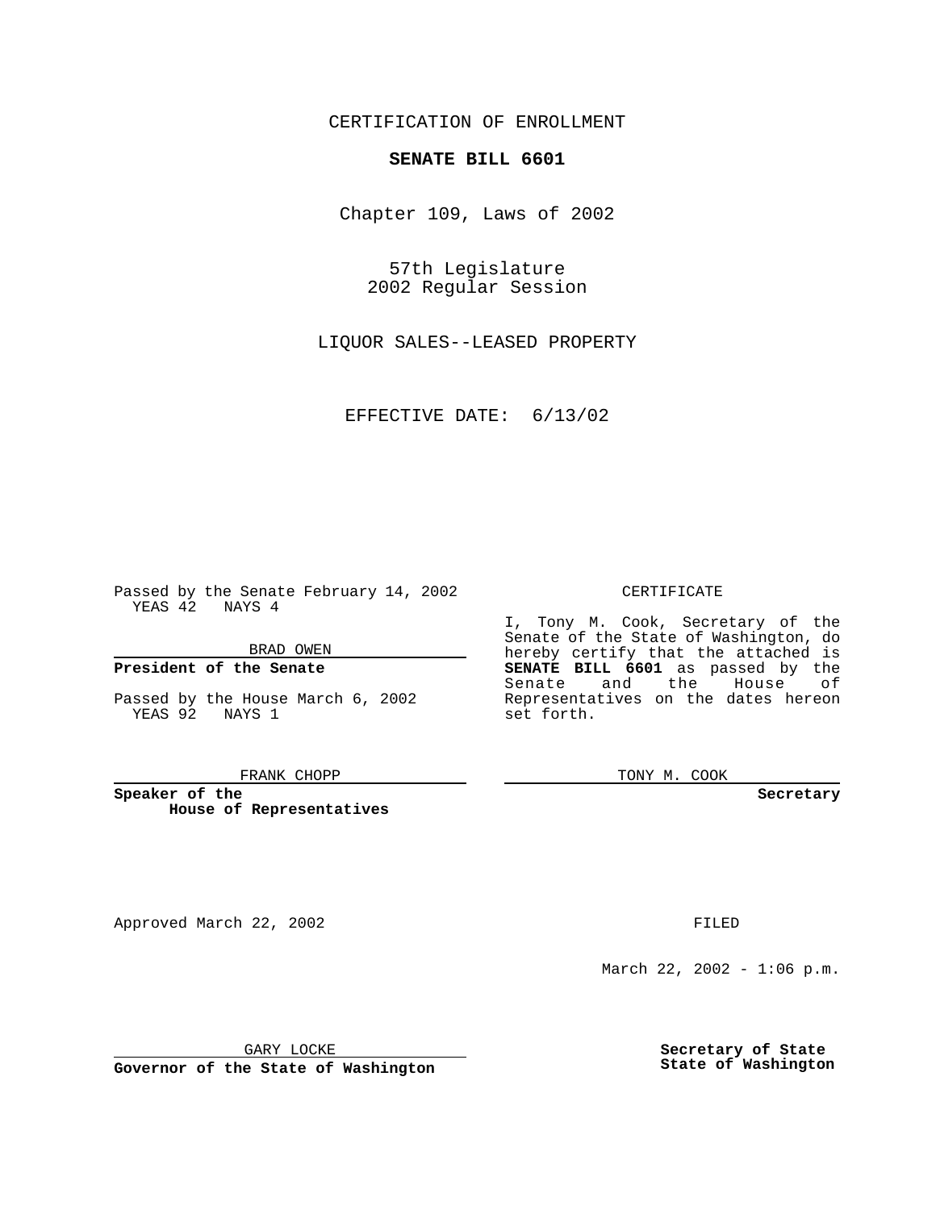CERTIFICATION OF ENROLLMENT

**SENATE BILL 6601**

Chapter 109, Laws of 2002

57th Legislature
2002 Regular Session

LIQUOR SALES--LEASED PROPERTY

EFFECTIVE DATE: 6/13/02

Passed by the Senate February 14, 2002
YEAS 42 NAYS 4

BRAD OWEN

**President of the Senate**

Passed by the House March 6, 2002
YEAS 92 NAYS 1

FRANK CHOPP

**Speaker of the House of Representatives**

CERTIFICATE

I, Tony M. Cook, Secretary of the Senate of the State of Washington, do hereby certify that the attached is **SENATE BILL 6601** as passed by the Senate and the House of Representatives on the dates hereon set forth.

TONY M. COOK

**Secretary**

Approved March 22, 2002

GARY LOCKE

**Governor of the State of Washington**

FILED

March 22, 2002 - 1:06 p.m.

**Secretary of State**
**State of Washington**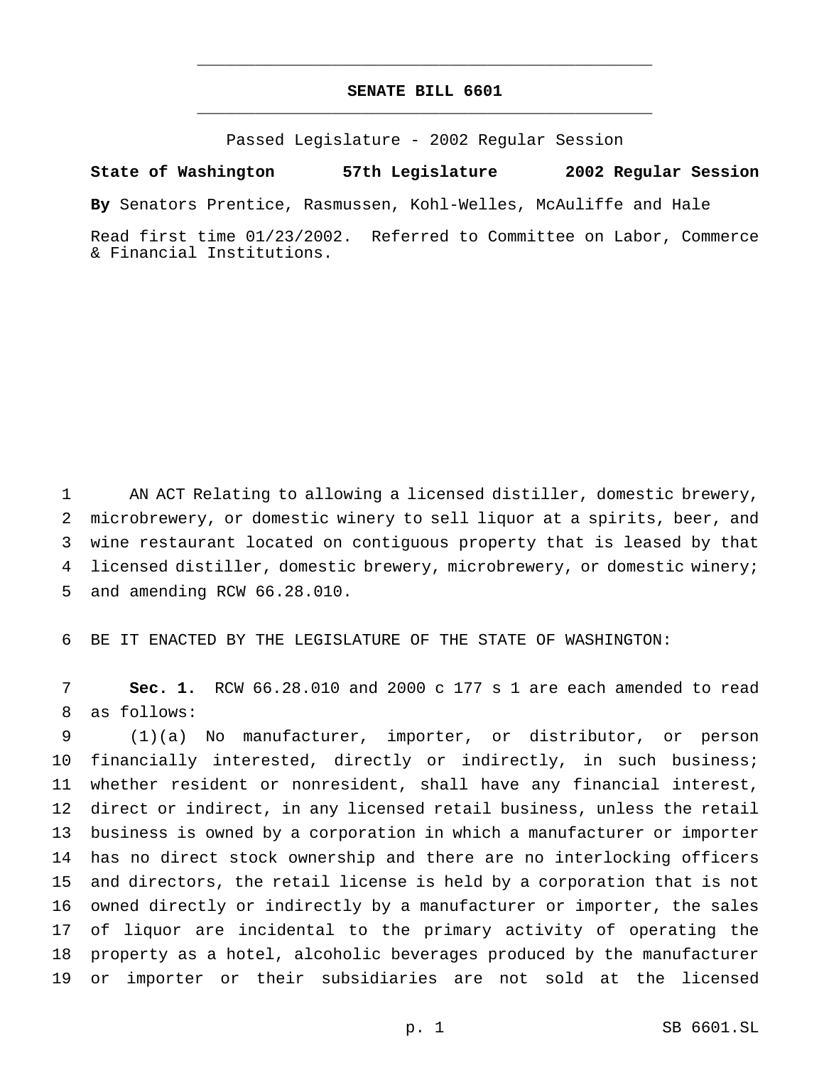# SENATE BILL 6601

Passed Legislature - 2002 Regular Session

**State of Washington 57th Legislature 2002 Regular Session**

**By** Senators Prentice, Rasmussen, Kohl-Welles, McAuliffe and Hale

Read first time 01/23/2002. Referred to Committee on Labor, Commerce & Financial Institutions.

AN ACT Relating to allowing a licensed distiller, domestic brewery, microbrewery, or domestic winery to sell liquor at a spirits, beer, and wine restaurant located on contiguous property that is leased by that licensed distiller, domestic brewery, microbrewery, or domestic winery; and amending RCW 66.28.010.

BE IT ENACTED BY THE LEGISLATURE OF THE STATE OF WASHINGTON:

**Sec. 1.** RCW 66.28.010 and 2000 c 177 s 1 are each amended to read as follows:

(1)(a) No manufacturer, importer, or distributor, or person financially interested, directly or indirectly, in such business; whether resident or nonresident, shall have any financial interest, direct or indirect, in any licensed retail business, unless the retail business is owned by a corporation in which a manufacturer or importer has no direct stock ownership and there are no interlocking officers and directors, the retail license is held by a corporation that is not owned directly or indirectly by a manufacturer or importer, the sales of liquor are incidental to the primary activity of operating the property as a hotel, alcoholic beverages produced by the manufacturer or importer or their subsidiaries are not sold at the licensed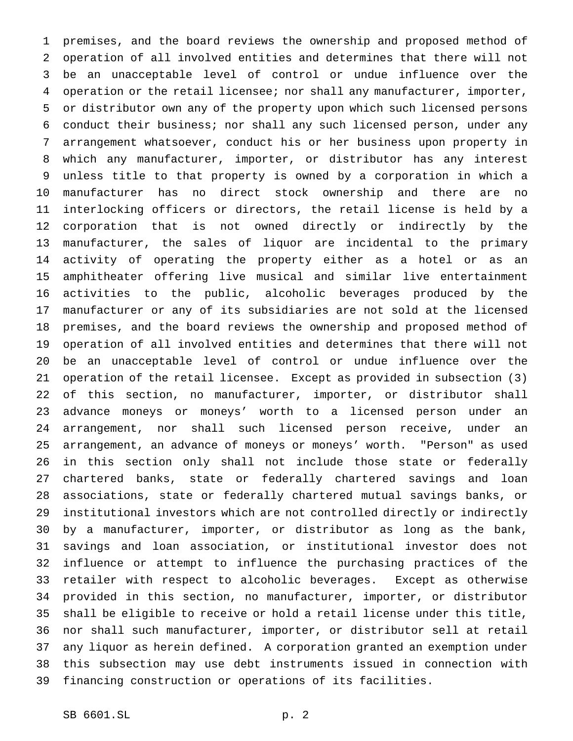premises, and the board reviews the ownership and proposed method of operation of all involved entities and determines that there will not be an unacceptable level of control or undue influence over the operation or the retail licensee; nor shall any manufacturer, importer, or distributor own any of the property upon which such licensed persons conduct their business; nor shall any such licensed person, under any arrangement whatsoever, conduct his or her business upon property in which any manufacturer, importer, or distributor has any interest unless title to that property is owned by a corporation in which a manufacturer has no direct stock ownership and there are no interlocking officers or directors, the retail license is held by a corporation that is not owned directly or indirectly by the manufacturer, the sales of liquor are incidental to the primary activity of operating the property either as a hotel or as an amphitheater offering live musical and similar live entertainment activities to the public, alcoholic beverages produced by the manufacturer or any of its subsidiaries are not sold at the licensed premises, and the board reviews the ownership and proposed method of operation of all involved entities and determines that there will not be an unacceptable level of control or undue influence over the operation of the retail licensee. Except as provided in subsection (3) of this section, no manufacturer, importer, or distributor shall advance moneys or moneys' worth to a licensed person under an arrangement, nor shall such licensed person receive, under an arrangement, an advance of moneys or moneys' worth. "Person" as used in this section only shall not include those state or federally chartered banks, state or federally chartered savings and loan associations, state or federally chartered mutual savings banks, or institutional investors which are not controlled directly or indirectly by a manufacturer, importer, or distributor as long as the bank, savings and loan association, or institutional investor does not influence or attempt to influence the purchasing practices of the retailer with respect to alcoholic beverages. Except as otherwise provided in this section, no manufacturer, importer, or distributor shall be eligible to receive or hold a retail license under this title, nor shall such manufacturer, importer, or distributor sell at retail any liquor as herein defined. A corporation granted an exemption under this subsection may use debt instruments issued in connection with financing construction or operations of its facilities.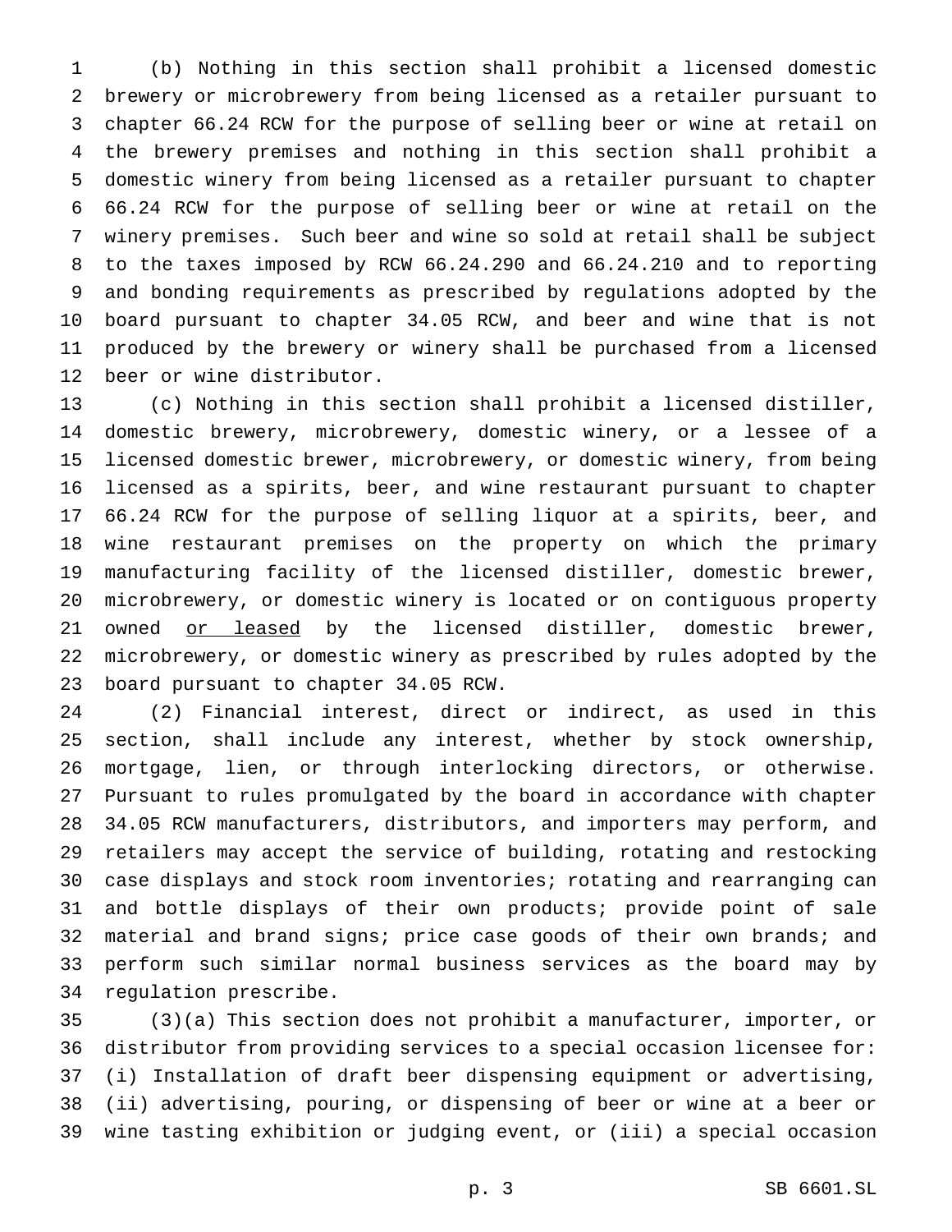(b) Nothing in this section shall prohibit a licensed domestic brewery or microbrewery from being licensed as a retailer pursuant to chapter 66.24 RCW for the purpose of selling beer or wine at retail on the brewery premises and nothing in this section shall prohibit a domestic winery from being licensed as a retailer pursuant to chapter 66.24 RCW for the purpose of selling beer or wine at retail on the winery premises. Such beer and wine so sold at retail shall be subject to the taxes imposed by RCW 66.24.290 and 66.24.210 and to reporting and bonding requirements as prescribed by regulations adopted by the board pursuant to chapter 34.05 RCW, and beer and wine that is not produced by the brewery or winery shall be purchased from a licensed beer or wine distributor.

(c) Nothing in this section shall prohibit a licensed distiller, domestic brewery, microbrewery, domestic winery, or a lessee of a licensed domestic brewer, microbrewery, or domestic winery, from being licensed as a spirits, beer, and wine restaurant pursuant to chapter 66.24 RCW for the purpose of selling liquor at a spirits, beer, and wine restaurant premises on the property on which the primary manufacturing facility of the licensed distiller, domestic brewer, microbrewery, or domestic winery is located or on contiguous property owned <u>or leased</u> by the licensed distiller, domestic brewer, microbrewery, or domestic winery as prescribed by rules adopted by the board pursuant to chapter 34.05 RCW.

(2) Financial interest, direct or indirect, as used in this section, shall include any interest, whether by stock ownership, mortgage, lien, or through interlocking directors, or otherwise. Pursuant to rules promulgated by the board in accordance with chapter 34.05 RCW manufacturers, distributors, and importers may perform, and retailers may accept the service of building, rotating and restocking case displays and stock room inventories; rotating and rearranging can and bottle displays of their own products; provide point of sale material and brand signs; price case goods of their own brands; and perform such similar normal business services as the board may by regulation prescribe.

(3)(a) This section does not prohibit a manufacturer, importer, or distributor from providing services to a special occasion licensee for: (i) Installation of draft beer dispensing equipment or advertising, (ii) advertising, pouring, or dispensing of beer or wine at a beer or wine tasting exhibition or judging event, or (iii) a special occasion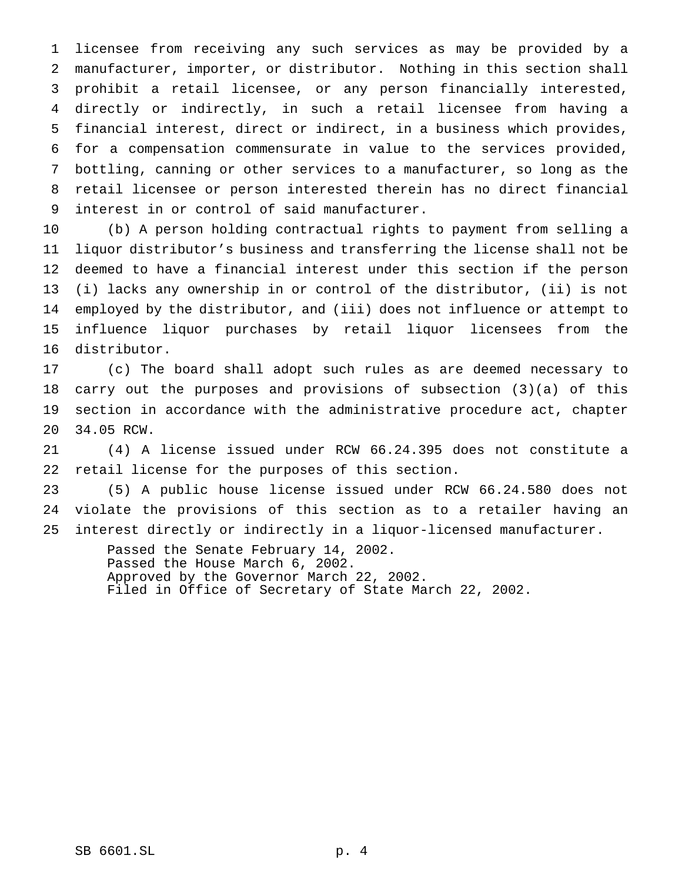licensee from receiving any such services as may be provided by a manufacturer, importer, or distributor. Nothing in this section shall prohibit a retail licensee, or any person financially interested, directly or indirectly, in such a retail licensee from having a financial interest, direct or indirect, in a business which provides, for a compensation commensurate in value to the services provided, bottling, canning or other services to a manufacturer, so long as the retail licensee or person interested therein has no direct financial interest in or control of said manufacturer.

(b) A person holding contractual rights to payment from selling a liquor distributor's business and transferring the license shall not be deemed to have a financial interest under this section if the person (i) lacks any ownership in or control of the distributor, (ii) is not employed by the distributor, and (iii) does not influence or attempt to influence liquor purchases by retail liquor licensees from the distributor.

(c) The board shall adopt such rules as are deemed necessary to carry out the purposes and provisions of subsection (3)(a) of this section in accordance with the administrative procedure act, chapter 34.05 RCW.

(4) A license issued under RCW 66.24.395 does not constitute a retail license for the purposes of this section.

(5) A public house license issued under RCW 66.24.580 does not violate the provisions of this section as to a retailer having an interest directly or indirectly in a liquor-licensed manufacturer.

Passed the Senate February 14, 2002.
Passed the House March 6, 2002.
Approved by the Governor March 22, 2002.
Filed in Office of Secretary of State March 22, 2002.